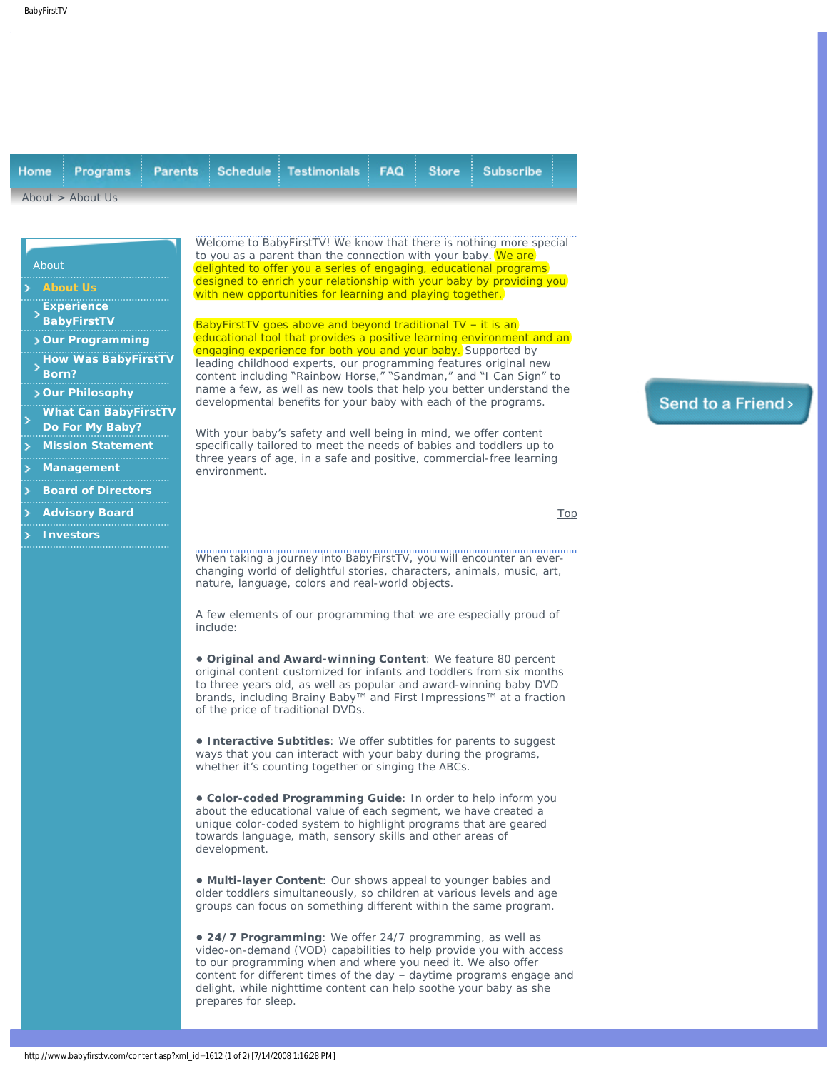Home | Programs | Parents | Schedule | Testimonials | FAQ | Store | Subscribe

About > About Us

About

- About Us
- Experience BabyFirstTV
- Our Programming
- How Was BabyFirstTV Born?
- Our Philosophy
- What Can BabyFirstTV Do For My Baby?
- Mission Statement
- Management
- Board of Directors
- Advisory Board
- Investors

Welcome to BabyFirstTV! We know that there is nothing more special to you as a parent than the connection with your baby. We are delighted to offer you a series of engaging, educational programs designed to enrich your relationship with your baby by providing you with new opportunities for learning and playing together.

BabyFirstTV goes above and beyond traditional TV – it is an educational tool that provides a positive learning environment and an engaging experience for both you and your baby. Supported by leading childhood experts, our programming features original new content including "Rainbow Horse," "Sandman," and "I Can Sign" to name a few, as well as new tools that help you better understand the developmental benefits for your baby with each of the programs.

With your baby's safety and well being in mind, we offer content specifically tailored to meet the needs of babies and toddlers up to three years of age, in a safe and positive, commercial-free learning environment.

Top

When taking a journey into BabyFirstTV, you will encounter an ever-changing world of delightful stories, characters, animals, music, art, nature, language, colors and real-world objects.

A few elements of our programming that we are especially proud of include:

- **Original and Award-winning Content**: We feature 80 percent original content customized for infants and toddlers from six months to three years old, as well as popular and award-winning baby DVD brands, including Brainy Baby™ and First Impressions™ at a fraction of the price of traditional DVDs.

- **Interactive Subtitles**: We offer subtitles for parents to suggest ways that you can interact with your baby during the programs, whether it's counting together or singing the ABCs.

- **Color-coded Programming Guide**: In order to help inform you about the educational value of each segment, we have created a unique color-coded system to highlight programs that are geared towards language, math, sensory skills and other areas of development.

- **Multi-layer Content**: Our shows appeal to younger babies and older toddlers simultaneously, so children at various levels and age groups can focus on something different within the same program.

- **24/7 Programming**: We offer 24/7 programming, as well as video-on-demand (VOD) capabilities to help provide you with access to our programming when and where you need it. We also offer content for different times of the day – daytime programs engage and delight, while nighttime content can help soothe your baby as she prepares for sleep.

Send to a Friend >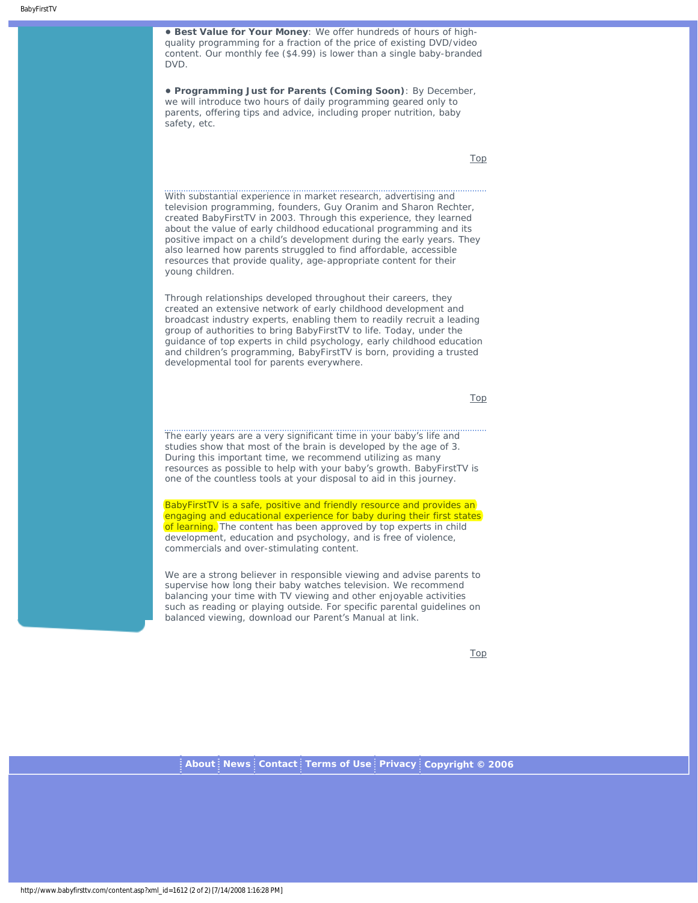• **Best Value for Your Money**: We offer hundreds of hours of high-quality programming for a fraction of the price of existing DVD/video content. Our monthly fee ($4.99) is lower than a single baby-branded DVD.

• **Programming Just for Parents (Coming Soon)**: By December, we will introduce two hours of daily programming geared only to parents, offering tips and advice, including proper nutrition, baby safety, etc.

Top

---

With substantial experience in market research, advertising and television programming, founders, Guy Oranim and Sharon Rechter, created BabyFirstTV in 2003. Through this experience, they learned about the value of early childhood educational programming and its positive impact on a child's development during the early years. They also learned how parents struggled to find affordable, accessible resources that provide quality, age-appropriate content for their young children.

Through relationships developed throughout their careers, they created an extensive network of early childhood development and broadcast industry experts, enabling them to readily recruit a leading group of authorities to bring BabyFirstTV to life. Today, under the guidance of top experts in child psychology, early childhood education and children's programming, BabyFirstTV is born, providing a trusted developmental tool for parents everywhere.

Top

---

The early years are a very significant time in your baby's life and studies show that most of the brain is developed by the age of 3. During this important time, we recommend utilizing as many resources as possible to help with your baby's growth. BabyFirstTV is one of the countless tools at your disposal to aid in this journey.

BabyFirstTV is a safe, positive and friendly resource and provides an engaging and educational experience for baby during their first states of learning. The content has been approved by top experts in child development, education and psychology, and is free of violence, commercials and over-stimulating content.

We are a strong believer in responsible viewing and advise parents to supervise how long their baby watches television. We recommend balancing your time with TV viewing and other enjoyable activities such as reading or playing outside. For specific parental guidelines on balanced viewing, download our Parent's Manual at link.

Top

About | News | Contact | Terms of Use | Privacy | Copyright © 2006